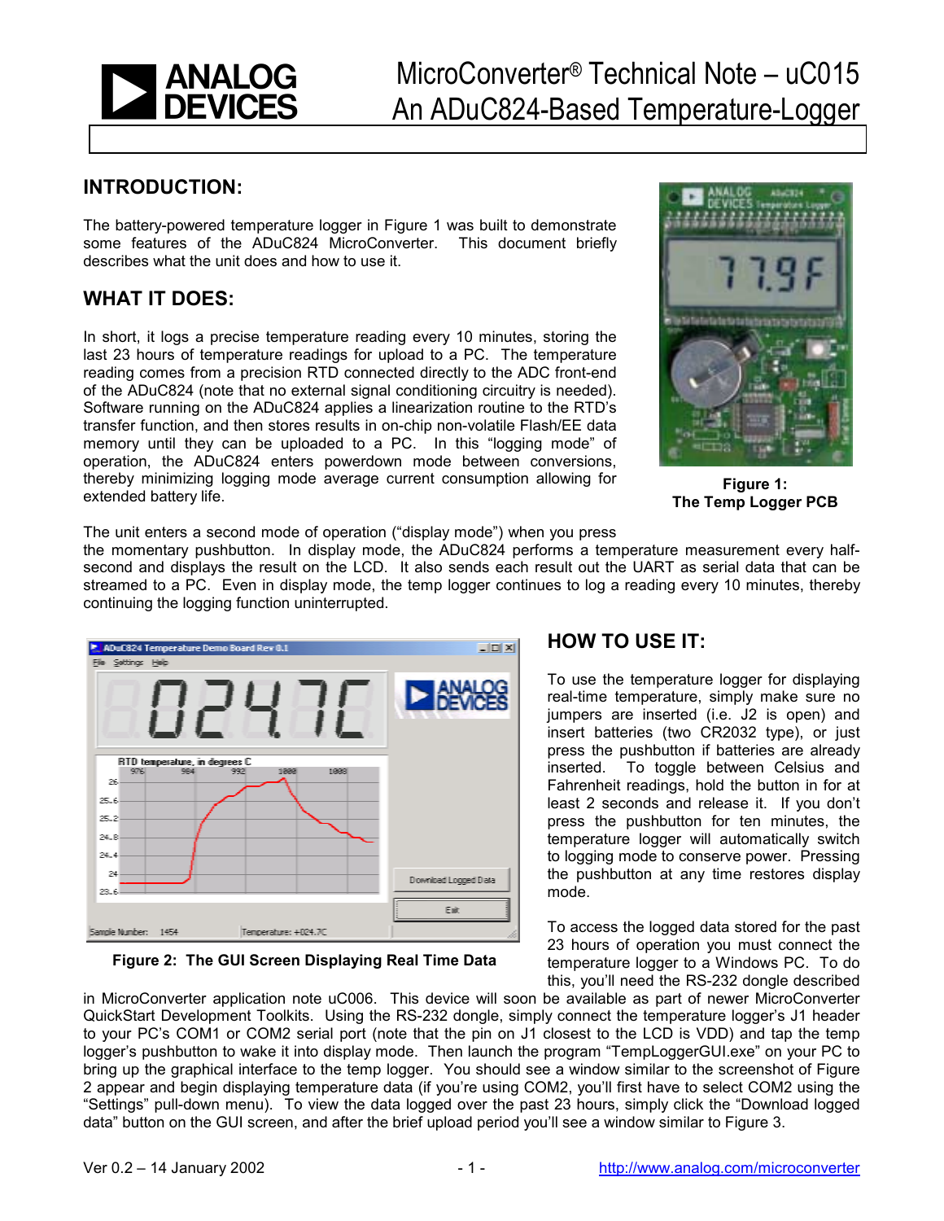# MicroConverter® Technical Note – uC015
# An ADuC824-Based Temperature-Logger

## INTRODUCTION:

The battery-powered temperature logger in Figure 1 was built to demonstrate some features of the ADuC824 MicroConverter. This document briefly describes what the unit does and how to use it.

## WHAT IT DOES:

In short, it logs a precise temperature reading every 10 minutes, storing the last 23 hours of temperature readings for upload to a PC. The temperature reading comes from a precision RTD connected directly to the ADC front-end of the ADuC824 (note that no external signal conditioning circuitry is needed). Software running on the ADuC824 applies a linearization routine to the RTD's transfer function, and then stores results in on-chip non-volatile Flash/EE data memory until they can be uploaded to a PC. In this "logging mode" of operation, the ADuC824 enters powerdown mode between conversions, thereby minimizing logging mode average current consumption allowing for extended battery life.

**Figure 1: The Temp Logger PCB**

The unit enters a second mode of operation ("display mode") when you press the momentary pushbutton. In display mode, the ADuC824 performs a temperature measurement every half-second and displays the result on the LCD. It also sends each result out the UART as serial data that can be streamed to a PC. Even in display mode, the temp logger continues to log a reading every 10 minutes, thereby continuing the logging function uninterrupted.

**Figure 2: The GUI Screen Displaying Real Time Data**

## HOW TO USE IT:

To use the temperature logger for displaying real-time temperature, simply make sure no jumpers are inserted (i.e. J2 is open) and insert batteries (two CR2032 type), or just press the pushbutton if batteries are already inserted. To toggle between Celsius and Fahrenheit readings, hold the button in for at least 2 seconds and release it. If you don't press the pushbutton for ten minutes, the temperature logger will automatically switch to logging mode to conserve power. Pressing the pushbutton at any time restores display mode.

To access the logged data stored for the past 23 hours of operation you must connect the temperature logger to a Windows PC. To do this, you'll need the RS-232 dongle described in MicroConverter application note uC006. This device will soon be available as part of newer MicroConverter QuickStart Development Toolkits. Using the RS-232 dongle, simply connect the temperature logger's J1 header to your PC's COM1 or COM2 serial port (note that the pin on J1 closest to the LCD is VDD) and tap the temp logger's pushbutton to wake it into display mode. Then launch the program "TempLoggerGUI.exe" on your PC to bring up the graphical interface to the temp logger. You should see a window similar to the screenshot of Figure 2 appear and begin displaying temperature data (if you're using COM2, you'll first have to select COM2 using the "Settings" pull-down menu). To view the data logged over the past 23 hours, simply click the "Download logged data" button on the GUI screen, and after the brief upload period you'll see a window similar to Figure 3.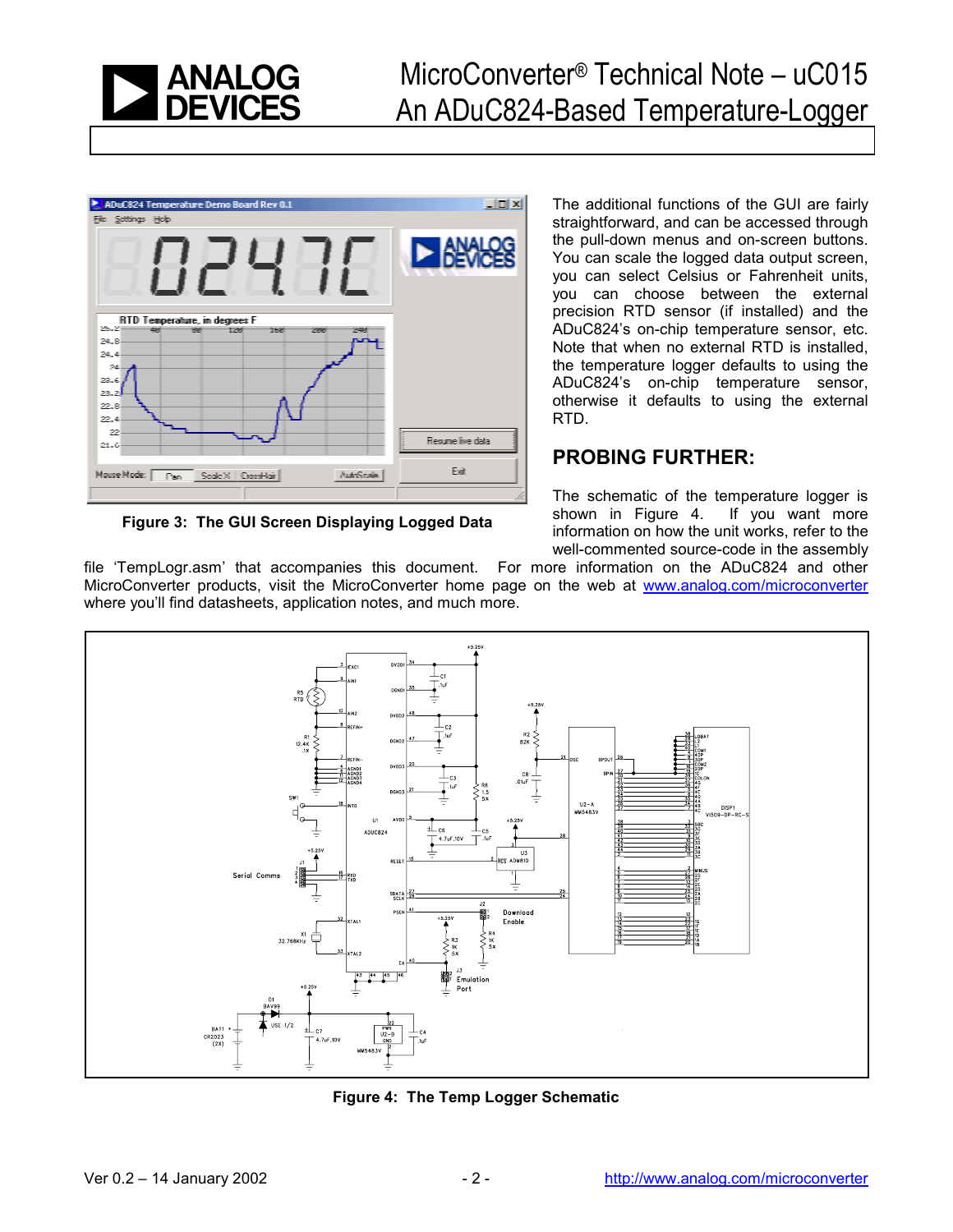Figure 3: The GUI Screen Displaying Logged Data

The additional functions of the GUI are fairly straightforward, and can be accessed through the pull-down menus and on-screen buttons. You can scale the logged data output screen, you can select Celsius or Fahrenheit units, you can choose between the external precision RTD sensor (if installed) and the ADuC824's on-chip temperature sensor, etc. Note that when no external RTD is installed, the temperature logger defaults to using the ADuC824's on-chip temperature sensor, otherwise it defaults to using the external RTD.

## PROBING FURTHER:

The schematic of the temperature logger is shown in Figure 4. If you want more information on how the unit works, refer to the well-commented source-code in the assembly file 'TempLogr.asm' that accompanies this document. For more information on the ADuC824 and other MicroConverter products, visit the MicroConverter home page on the web at www.analog.com/microconverter where you'll find datasheets, application notes, and much more.

Figure 4: The Temp Logger Schematic